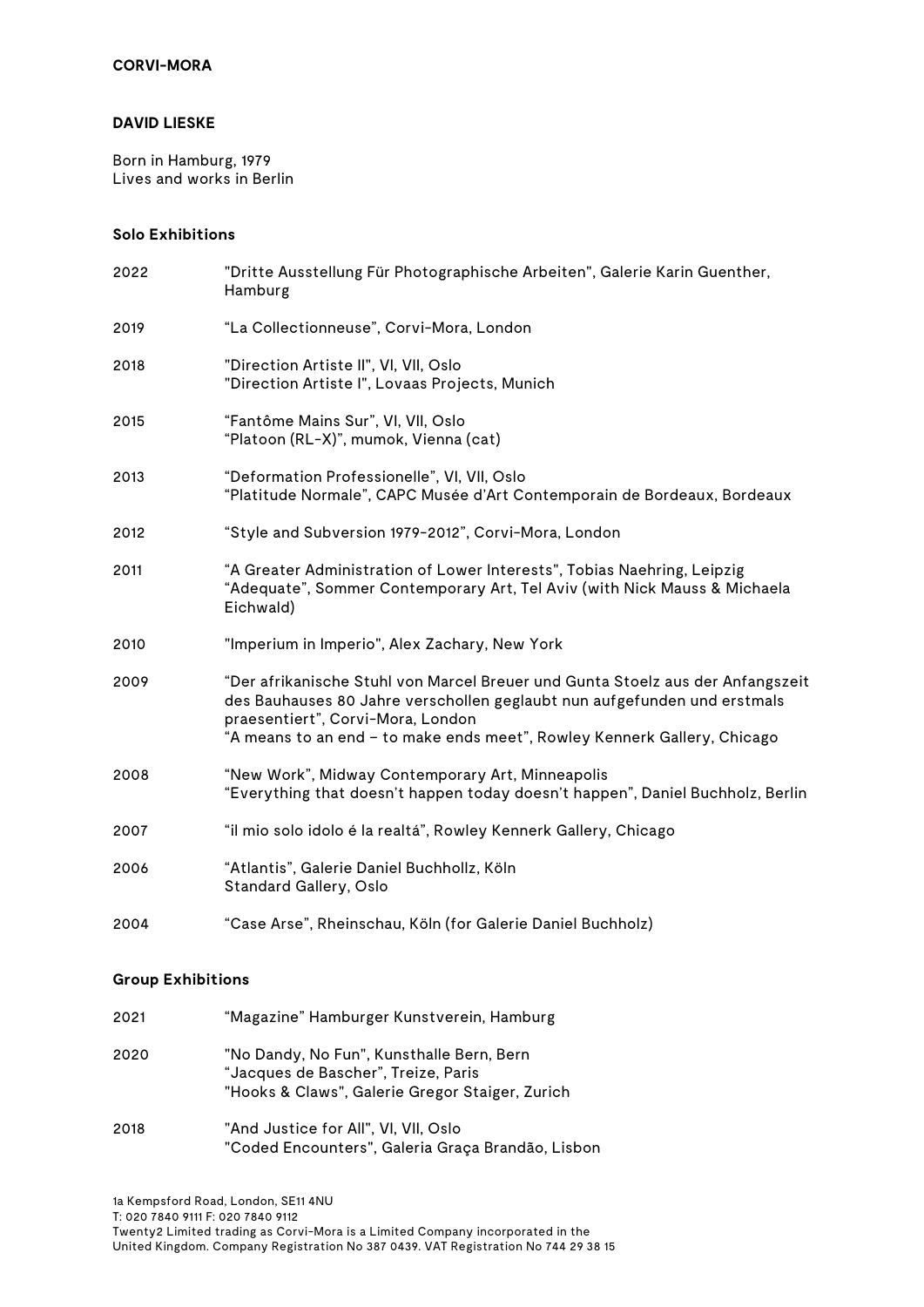## DAVID LIESKE

Born in Hamburg, 1979
Lives and works in Berlin

### Solo Exhibitions

| | |
|---|---|
| 2022 | "Dritte Ausstellung Für Photographische Arbeiten", Galerie Karin Guenther, Hamburg |
| 2019 | "La Collectionneuse", Corvi-Mora, London |
| 2018 | "Direction Artiste II", VI, VII, Oslo |
| | "Direction Artiste I", Lovaas Projects, Munich |
| 2015 | "Fantôme Mains Sur", VI, VII, Oslo |
| | "Platoon (RL-X)", mumok, Vienna (cat) |
| 2013 | "Deformation Professionelle", VI, VII, Oslo |
| | "Platitude Normale", CAPC Musée d'Art Contemporain de Bordeaux, Bordeaux |
| 2012 | "Style and Subversion 1979-2012", Corvi-Mora, London |
| 2011 | "A Greater Administration of Lower Interests", Tobias Naehring, Leipzig |
| | "Adequate", Sommer Contemporary Art, Tel Aviv (with Nick Mauss & Michaela Eichwald) |
| 2010 | "Imperium in Imperio", Alex Zachary, New York |
| 2009 | "Der afrikanische Stuhl von Marcel Breuer und Gunta Stoelz aus der Anfangszeit des Bauhauses 80 Jahre verschollen geglaubt nun aufgefunden und erstmals praesentiert", Corvi-Mora, London |
| | "A means to an end – to make ends meet", Rowley Kennerk Gallery, Chicago |
| 2008 | "New Work", Midway Contemporary Art, Minneapolis |
| | "Everything that doesn't happen today doesn't happen", Daniel Buchholz, Berlin |
| 2007 | "il mio solo idolo é la realtá", Rowley Kennerk Gallery, Chicago |
| 2006 | "Atlantis", Galerie Daniel Buchhollz, Köln |
| | Standard Gallery, Oslo |
| 2004 | "Case Arse", Rheinschau, Köln (for Galerie Daniel Buchholz) |

### Group Exhibitions

| | |
|---|---|
| 2021 | "Magazine" Hamburger Kunstverein, Hamburg |
| 2020 | "No Dandy, No Fun", Kunsthalle Bern, Bern |
| | "Jacques de Bascher", Treize, Paris |
| | "Hooks & Claws", Galerie Gregor Staiger, Zurich |
| 2018 | "And Justice for All", VI, VII, Oslo |
| | "Coded Encounters", Galeria Graça Brandão, Lisbon |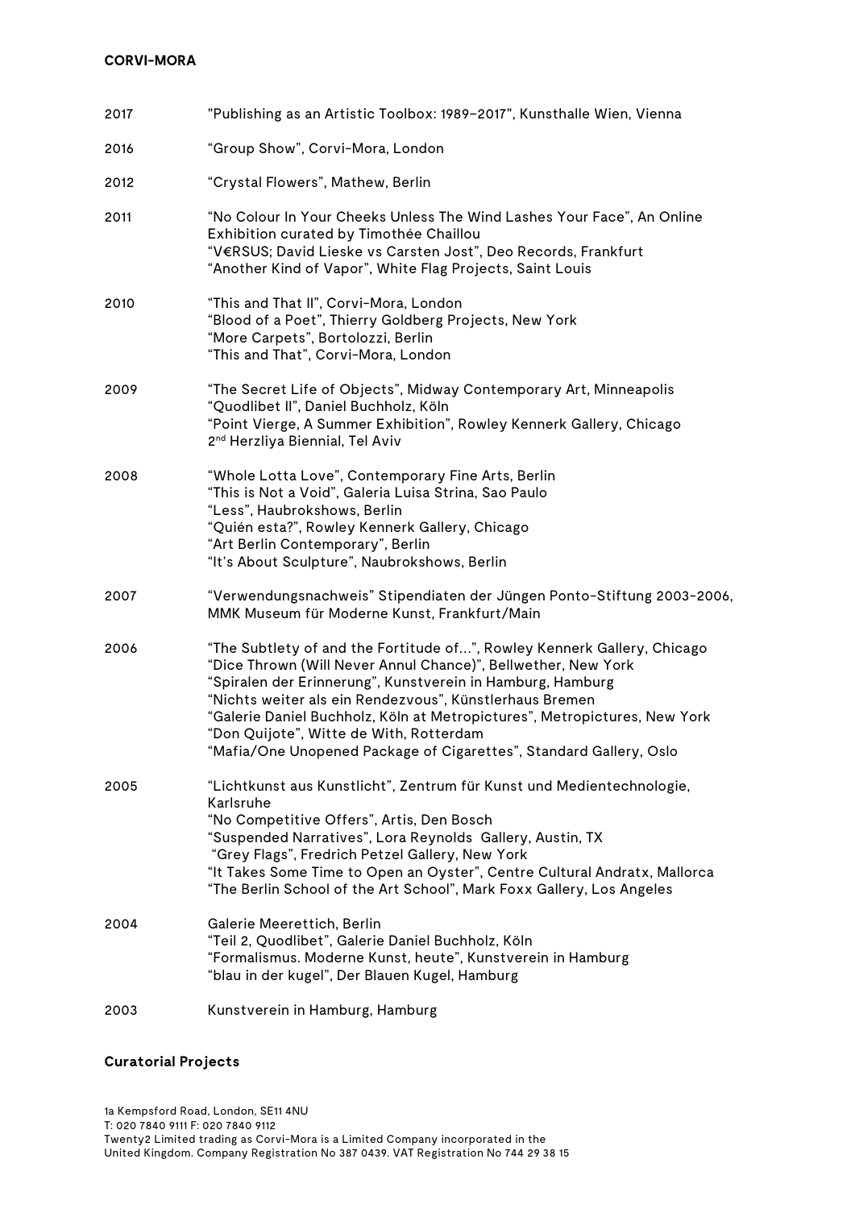| | |
|---|---|
| 2017 | "Publishing as an Artistic Toolbox: 1989–2017", Kunsthalle Wien, Vienna |
| 2016 | “Group Show”, Corvi-Mora, London |
| 2012 | “Crystal Flowers”, Mathew, Berlin |
| 2011 | “No Colour In Your Cheeks Unless The Wind Lashes Your Face”, An Online Exhibition curated by Timothée Chaillou<br>“V€RSUS; David Lieske vs Carsten Jost”, Deo Records, Frankfurt<br>“Another Kind of Vapor”, White Flag Projects, Saint Louis |
| 2010 | “This and That II”, Corvi-Mora, London<br>“Blood of a Poet”, Thierry Goldberg Projects, New York<br>“More Carpets”, Bortolozzi, Berlin<br>“This and That”, Corvi-Mora, London |
| 2009 | “The Secret Life of Objects”, Midway Contemporary Art, Minneapolis<br>“Quodlibet II”, Daniel Buchholz, Köln<br>“Point Vierge, A Summer Exhibition”, Rowley Kennerk Gallery, Chicago<br>2nd Herzliya Biennial, Tel Aviv |
| 2008 | “Whole Lotta Love”, Contemporary Fine Arts, Berlin<br>“This is Not a Void”, Galeria Luisa Strina, Sao Paulo<br>“Less”, Haubrokshows, Berlin<br>“Quién esta?”, Rowley Kennerk Gallery, Chicago<br>“Art Berlin Contemporary”, Berlin<br>“It’s About Sculpture”, Naubrokshows, Berlin |
| 2007 | “Verwendungsnachweis” Stipendiaten der Jüngen Ponto-Stiftung 2003-2006, MMK Museum für Moderne Kunst, Frankfurt/Main |
| 2006 | “The Subtlety of and the Fortitude of…”, Rowley Kennerk Gallery, Chicago<br>“Dice Thrown (Will Never Annul Chance)”, Bellwether, New York<br>“Spiralen der Erinnerung”, Kunstverein in Hamburg, Hamburg<br>“Nichts weiter als ein Rendezvous”, Künstlerhaus Bremen<br>“Galerie Daniel Buchholz, Köln at Metropictures”, Metropictures, New York<br>“Don Quijote”, Witte de With, Rotterdam<br>“Mafia/One Unopened Package of Cigarettes”, Standard Gallery, Oslo |
| 2005 | “Lichtkunst aus Kunstlicht”, Zentrum für Kunst und Medientechnologie, Karlsruhe<br>“No Competitive Offers”, Artis, Den Bosch<br>“Suspended Narratives”, Lora Reynolds Gallery, Austin, TX<br>“Grey Flags”, Fredrich Petzel Gallery, New York<br>“It Takes Some Time to Open an Oyster”, Centre Cultural Andratx, Mallorca<br>“The Berlin School of the Art School”, Mark Foxx Gallery, Los Angeles |
| 2004 | Galerie Meerettich, Berlin<br>“Teil 2, Quodlibet”, Galerie Daniel Buchholz, Köln<br>“Formalismus. Moderne Kunst, heute”, Kunstverein in Hamburg<br>“blau in der kugel”, Der Blauen Kugel, Hamburg |
| 2003 | Kunstverein in Hamburg, Hamburg |

**Curatorial Projects**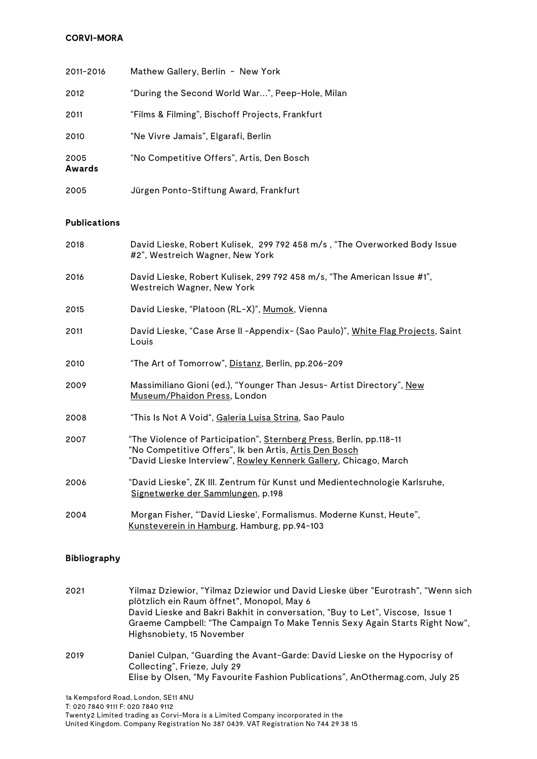**CORVI-MORA**

| | |
|---|---|
| 2011-2016 | Mathew Gallery, Berlin - New York |
| 2012 | “During the Second World War...”, Peep-Hole, Milan |
| 2011 | “Films & Filming”, Bischoff Projects, Frankfurt |
| 2010 | “Ne Vivre Jamais”, Elgarafi, Berlin |
| 2005 | “No Competitive Offers”, Artis, Den Bosch |

**Awards**

| | |
|---|---|
| 2005 | Jürgen Ponto-Stiftung Award, Frankfurt |

**Publications**

| | |
|---|---|
| 2018 | David Lieske, Robert Kulisek, 299 792 458 m/s , “The Overworked Body Issue #2”, Westreich Wagner, New York |
| 2016 | David Lieske, Robert Kulisek, 299 792 458 m/s, “The American Issue #1”, Westreich Wagner, New York |
| 2015 | David Lieske, “Platoon (RL-X)”, Mumok, Vienna |
| 2011 | David Lieske, “Case Arse II -Appendix- (Sao Paulo)”, White Flag Projects, Saint Louis |
| 2010 | “The Art of Tomorrow”, Distanz, Berlin, pp.206-209 |
| 2009 | Massimiliano Gioni (ed.), “Younger Than Jesus- Artist Directory”, New Museum/Phaidon Press, London |
| 2008 | “This Is Not A Void“, Galeria Luisa Strina, Sao Paulo |
| 2007 | “The Violence of Participation”, Sternberg Press, Berlin, pp.118-11<br>“No Competitive Offers”, Ik ben Artis, Artis Den Bosch<br>“David Lieske Interview”, Rowley Kennerk Gallery, Chicago, March |
| 2006 | “David Lieske”, ZK III. Zentrum für Kunst und Medientechnologie Karlsruhe, Signetwerke der Sammlungen, p.198 |
| 2004 | Morgan Fisher, “’David Lieske’, Formalismus. Moderne Kunst, Heute”, Kunsteverein in Hamburg, Hamburg, pp.94-103 |

**Bibliography**

| | |
|---|---|
| 2021 | Yilmaz Dziewior, "Yilmaz Dziewior und David Lieske über "Eurotrash", "Wenn sich plötzlich ein Raum öffnet", Monopol, May 6<br>David Lieske and Bakri Bakhit in conversation, “Buy to Let”, Viscose, Issue 1<br>Graeme Campbell: "The Campaign To Make Tennis Sexy Again Starts Right Now", Highsnobiety, 15 November |
| 2019 | Daniel Culpan, “Guarding the Avant-Garde: David Lieske on the Hypocrisy of Collecting”, Frieze, July 29<br>Elise by Olsen, “My Favourite Fashion Publications”, AnOthermag.com, July 25 |

1a Kempsford Road, London, SE11 4NU
T: 020 7840 9111 F: 020 7840 9112
Twenty2 Limited trading as Corvi-Mora is a Limited Company incorporated in the United Kingdom. Company Registration No 387 0439. VAT Registration No 744 29 38 15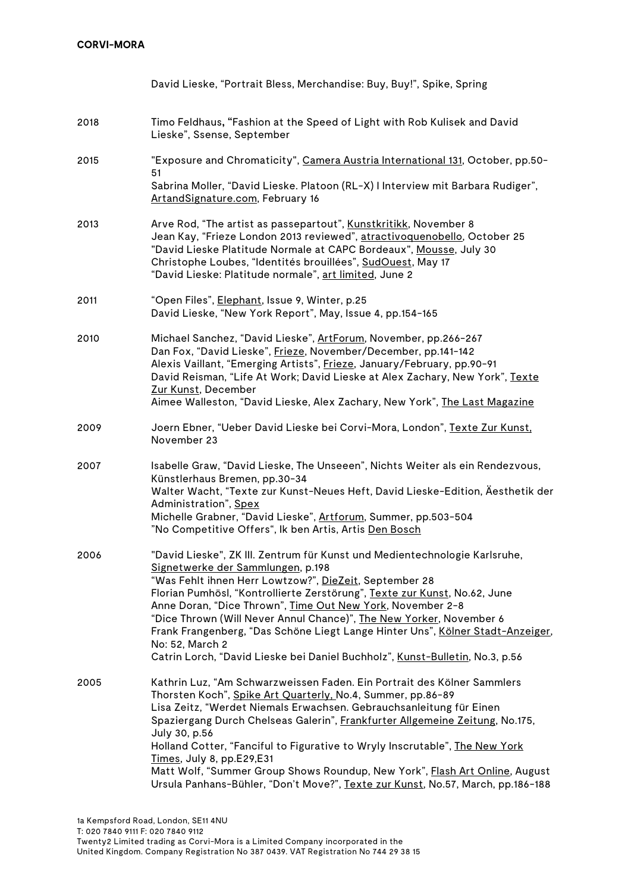David Lieske, "Portrait Bless, Merchandise: Buy, Buy!", Spike, Spring

2018 Timo Feldhaus, "Fashion at the Speed of Light with Rob Kulisek and David Lieske", Ssense, September

2015 "Exposure and Chromaticity", Camera Austria International 131, October, pp.50-51
Sabrina Moller, "David Lieske. Platoon (RL-X) I Interview mit Barbara Rudiger", ArtandSignature.com, February 16

2013 Arve Rod, "The artist as passepartout", Kunstkritikk, November 8
Jean Kay, "Frieze London 2013 reviewed", atractivoquenobello, October 25
"David Lieske Platitude Normale at CAPC Bordeaux", Mousse, July 30
Christophe Loubes, "Identités brouillées", SudOuest, May 17
"David Lieske: Platitude normale", art limited, June 2

2011 "Open Files", Elephant, Issue 9, Winter, p.25
David Lieske, "New York Report", May, Issue 4, pp.154-165

2010 Michael Sanchez, "David Lieske", ArtForum, November, pp.266-267
Dan Fox, "David Lieske", Frieze, November/December, pp.141-142
Alexis Vaillant, "Emerging Artists", Frieze, January/February, pp.90-91
David Reisman, "Life At Work; David Lieske at Alex Zachary, New York", Texte Zur Kunst, December
Aimee Walleston, "David Lieske, Alex Zachary, New York", The Last Magazine

2009 Joern Ebner, "Ueber David Lieske bei Corvi-Mora, London", Texte Zur Kunst, November 23

2007 Isabelle Graw, "David Lieske, The Unseeen", Nichts Weiter als ein Rendezvous, Künstlerhaus Bremen, pp.30-34
Walter Wacht, "Texte zur Kunst-Neues Heft, David Lieske-Edition, Äesthetik der Administration", Spex
Michelle Grabner, "David Lieske", Artforum, Summer, pp.503-504
"No Competitive Offers", Ik ben Artis, Artis Den Bosch

2006 "David Lieske", ZK III. Zentrum für Kunst und Medientechnologie Karlsruhe, Signetwerke der Sammlungen, p.198
"Was Fehlt ihnen Herr Lowtzow?", DieZeit, September 28
Florian Pumhösl, "Kontrollierte Zerstörung", Texte zur Kunst, No.62, June
Anne Doran, "Dice Thrown", Time Out New York, November 2-8
"Dice Thrown (Will Never Annul Chance)", The New Yorker, November 6
Frank Frangenberg, "Das Schöne Liegt Lange Hinter Uns", Kölner Stadt-Anzeiger, No: 52, March 2
Catrin Lorch, "David Lieske bei Daniel Buchholz", Kunst-Bulletin, No.3, p.56

2005 Kathrin Luz, "Am Schwarzweissen Faden. Ein Portrait des Kölner Sammlers Thorsten Koch", Spike Art Quarterly, No.4, Summer, pp.86-89
Lisa Zeitz, "Werdet Niemals Erwachsen. Gebrauchsanleitung für Einen Spaziergang Durch Chelseas Galerin", Frankfurter Allgemeine Zeitung, No.175, July 30, p.56
Holland Cotter, "Fanciful to Figurative to Wryly Inscrutable", The New York Times, July 8, pp.E29,E31
Matt Wolf, "Summer Group Shows Roundup, New York", Flash Art Online, August
Ursula Panhans-Bühler, "Don't Move?", Texte zur Kunst, No.57, March, pp.186-188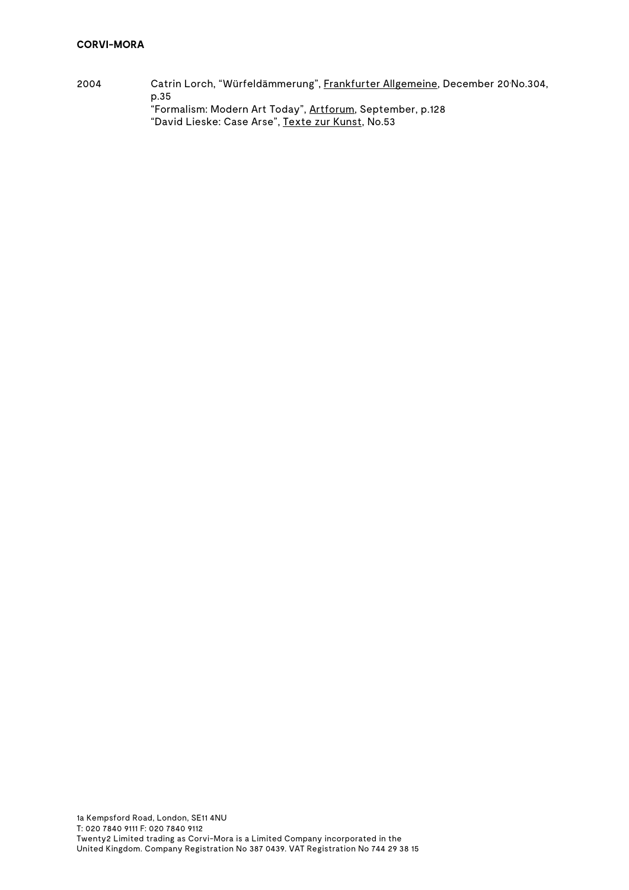2004

Catrin Lorch, “Würfeldämmerung”, Frankfurter Allgemeine, December 20, No.304, p.35
“Formalism: Modern Art Today”, Artforum, September, p.128
“David Lieske: Case Arse”, Texte zur Kunst, No.53